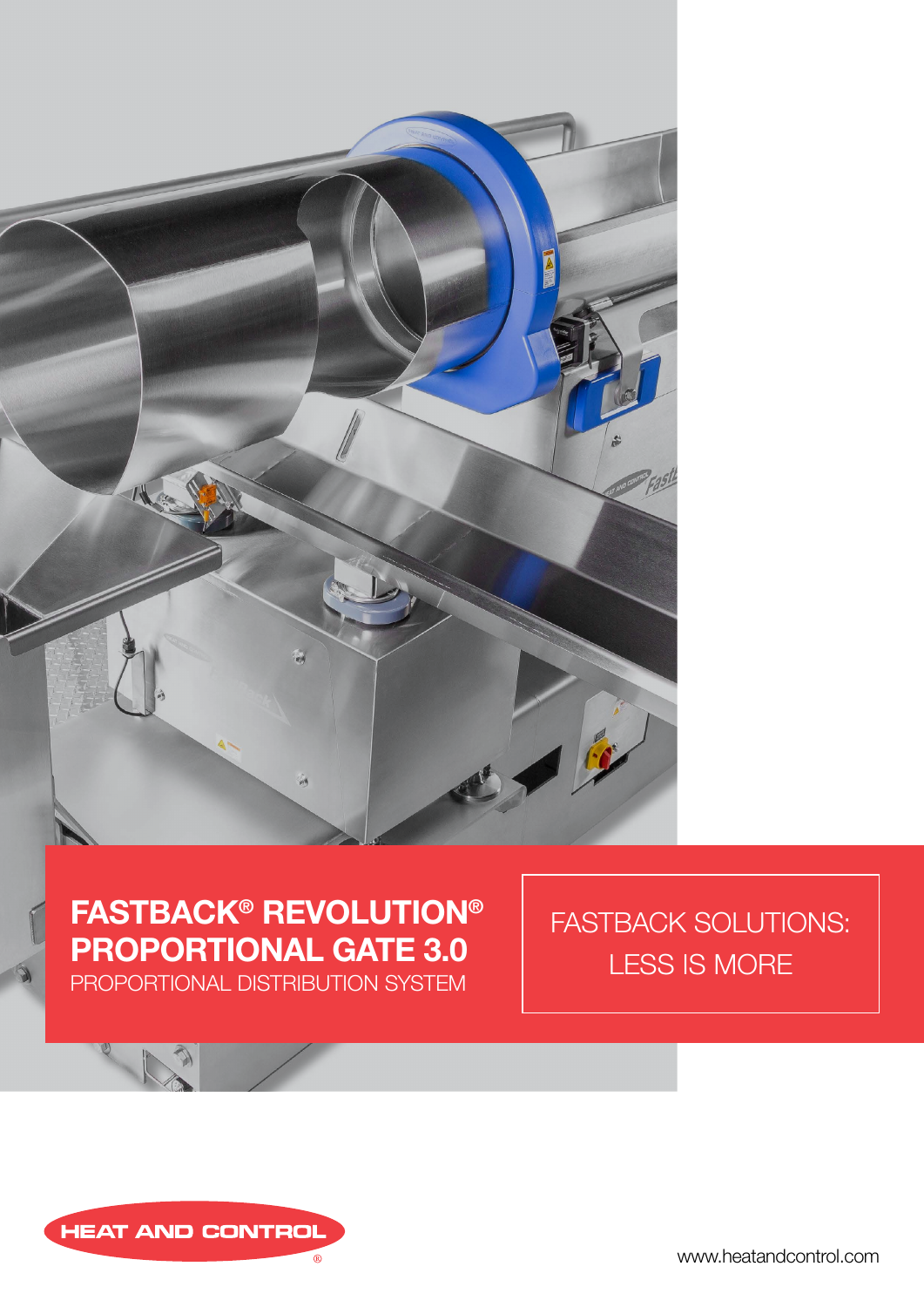# FASTBACK® REVOLUTION® PROPORTIONAL GATE 3.0

PROPORTIONAL DISTRIBUTION SYSTEM

FASTBACK SOLUTIONS: LESS IS MORE

HEAT AND CONTROL®

www.heatandcontrol.com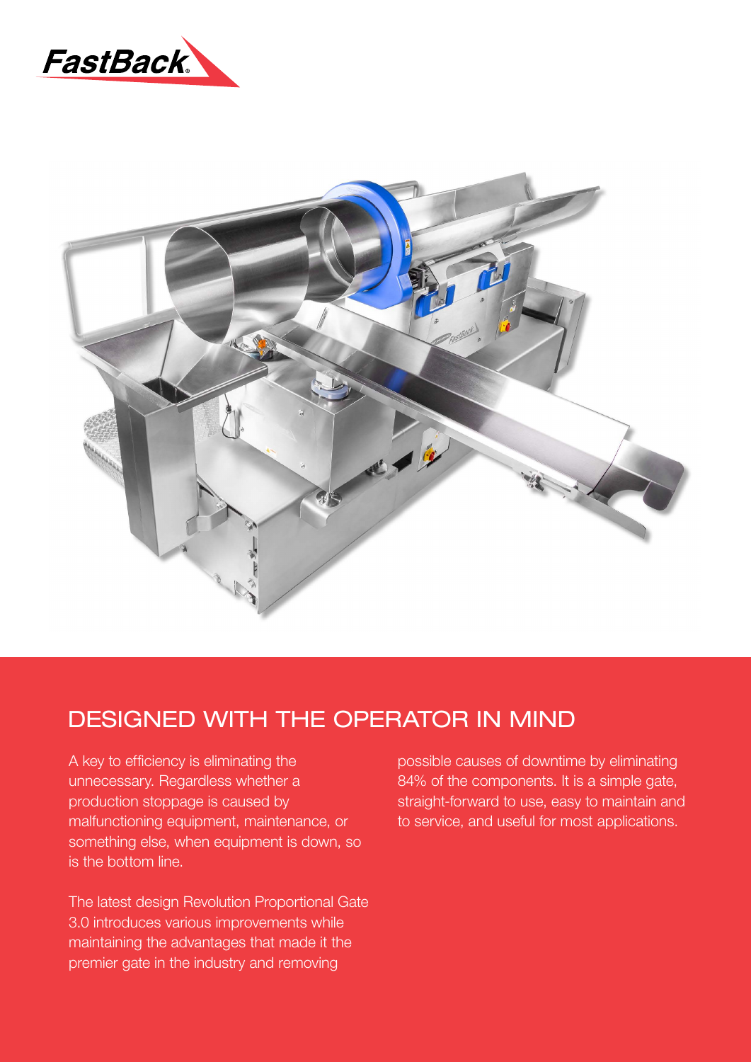## DESIGNED WITH THE OPERATOR IN MIND

A key to efficiency is eliminating the unnecessary. Regardless whether a production stoppage is caused by malfunctioning equipment, maintenance, or something else, when equipment is down, so is the bottom line.

The latest design Revolution Proportional Gate 3.0 introduces various improvements while maintaining the advantages that made it the premier gate in the industry and removing possible causes of downtime by eliminating 84% of the components. It is a simple gate, straight-forward to use, easy to maintain and to service, and useful for most applications.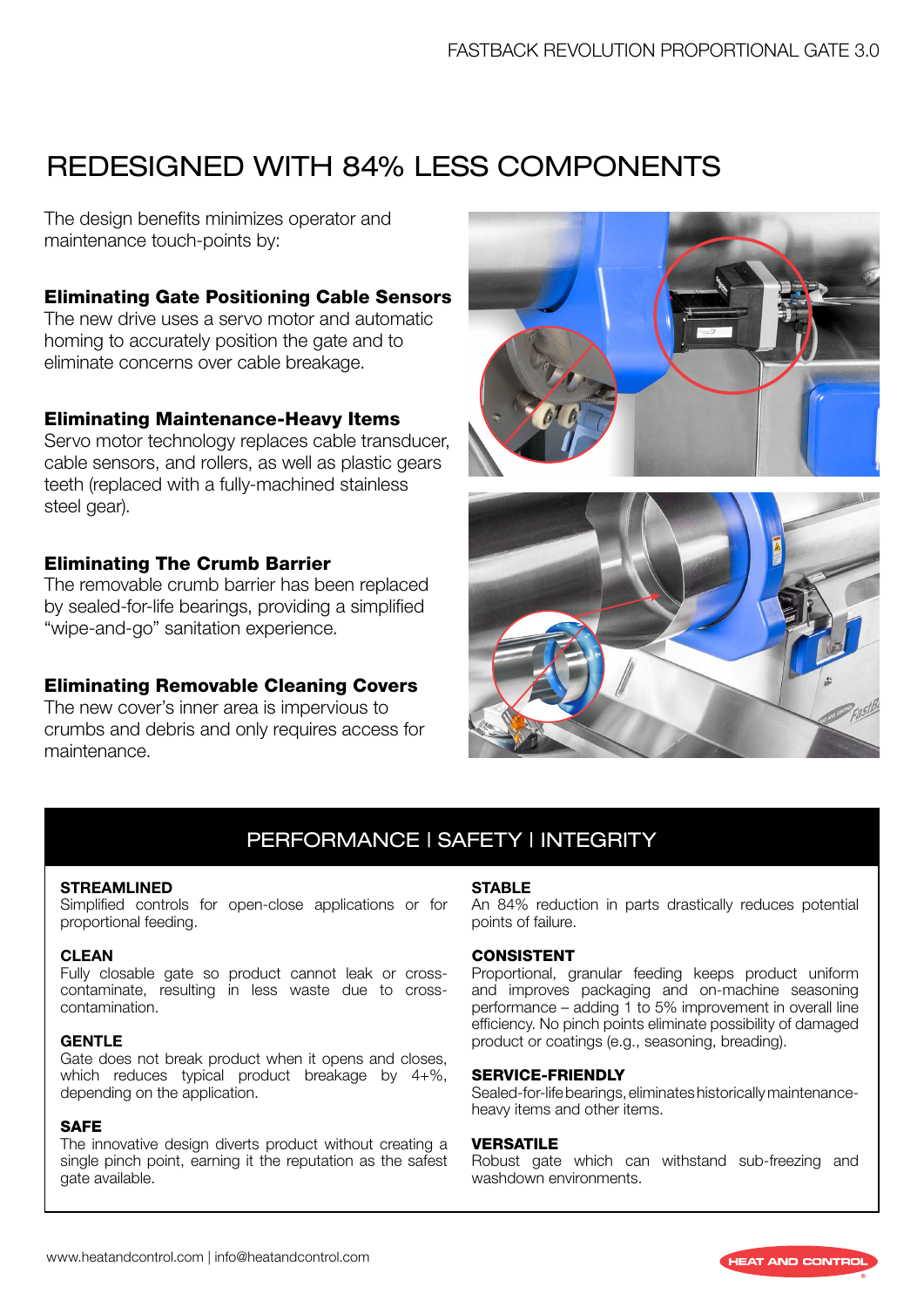# REDESIGNED WITH 84% LESS COMPONENTS

The design benefits minimizes operator and maintenance touch-points by:

### Eliminating Gate Positioning Cable Sensors

The new drive uses a servo motor and automatic homing to accurately position the gate and to eliminate concerns over cable breakage.

### Eliminating Maintenance-Heavy Items

Servo motor technology replaces cable transducer, cable sensors, and rollers, as well as plastic gears teeth (replaced with a fully-machined stainless steel gear).

### Eliminating The Crumb Barrier

The removable crumb barrier has been replaced by sealed-for-life bearings, providing a simplified "wipe-and-go" sanitation experience.

### Eliminating Removable Cleaning Covers

The new cover's inner area is impervious to crumbs and debris and only requires access for maintenance.

## PERFORMANCE | SAFETY | INTEGRITY

**STREAMLINED**
Simplified controls for open-close applications or for proportional feeding.

**CLEAN**
Fully closable gate so product cannot leak or cross-contaminate, resulting in less waste due to cross-contamination.

**GENTLE**
Gate does not break product when it opens and closes, which reduces typical product breakage by 4+%, depending on the application.

**SAFE**
The innovative design diverts product without creating a single pinch point, earning it the reputation as the safest gate available.

**STABLE**
An 84% reduction in parts drastically reduces potential points of failure.

**CONSISTENT**
Proportional, granular feeding keeps product uniform and improves packaging and on-machine seasoning performance – adding 1 to 5% improvement in overall line efficiency. No pinch points eliminate possibility of damaged product or coatings (e.g., seasoning, breading).

**SERVICE-FRIENDLY**
Sealed-for-life bearings, eliminates historically maintenance-heavy items and other items.

**VERSATILE**
Robust gate which can withstand sub-freezing and washdown environments.

www.heatandcontrol.com | info@heatandcontrol.com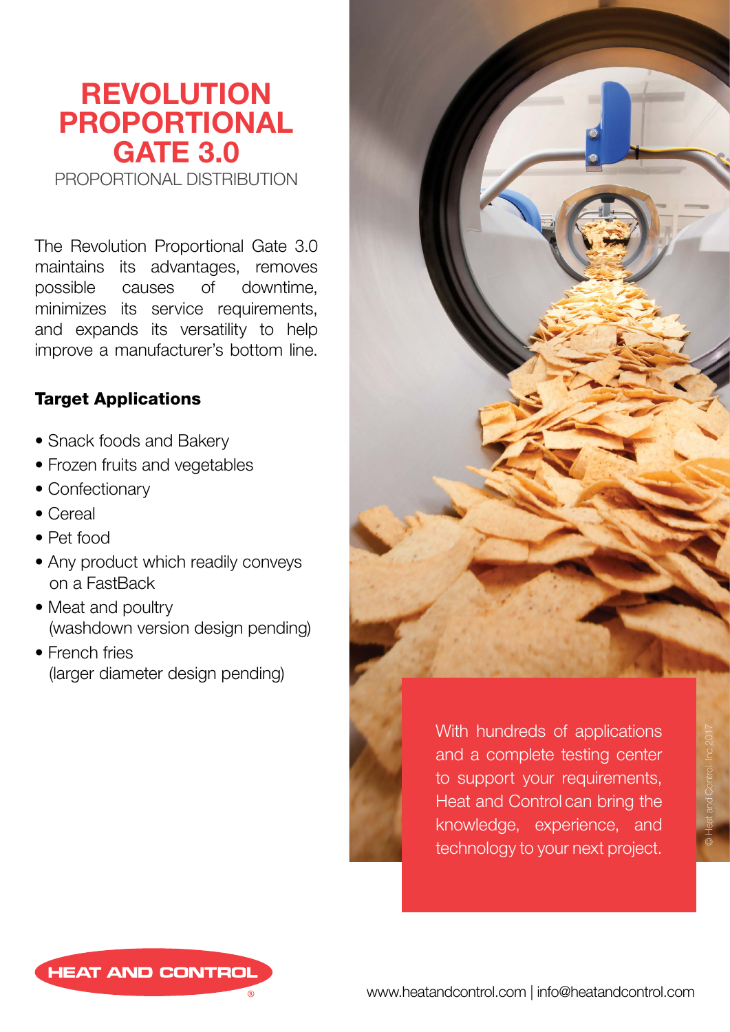# REVOLUTION PROPORTIONAL GATE 3.0

PROPORTIONAL DISTRIBUTION

The Revolution Proportional Gate 3.0 maintains its advantages, removes possible causes of downtime, minimizes its service requirements, and expands its versatility to help improve a manufacturer's bottom line.

**Target Applications**

- Snack foods and Bakery
- Frozen fruits and vegetables
- Confectionary
- Cereal
- Pet food
- Any product which readily conveys on a FastBack
- Meat and poultry (washdown version design pending)
- French fries (larger diameter design pending)

With hundreds of applications and a complete testing center to support your requirements, Heat and Control can bring the knowledge, experience, and technology to your next project.

© Heat and Control Inc 2017

HEAT AND CONTROL®

www.heatandcontrol.com | info@heatandcontrol.com